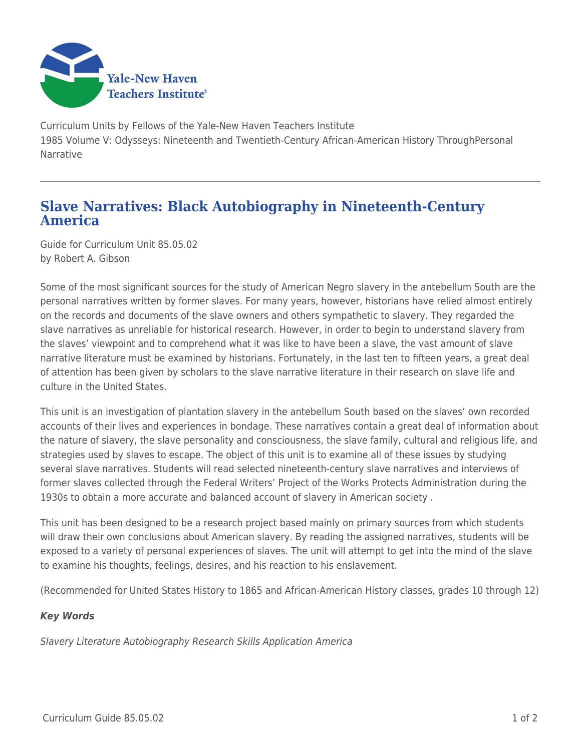Yale-New Haven Teachers Institute

Curriculum Units by Fellows of the Yale-New Haven Teachers Institute
1985 Volume V: Odysseys: Nineteenth and Twentieth-Century African-American History ThroughPersonal Narrative

# Slave Narratives: Black Autobiography in Nineteenth-Century America

Guide for Curriculum Unit 85.05.02
by Robert A. Gibson

Some of the most significant sources for the study of American Negro slavery in the antebellum South are the personal narratives written by former slaves. For many years, however, historians have relied almost entirely on the records and documents of the slave owners and others sympathetic to slavery. They regarded the slave narratives as unreliable for historical research. However, in order to begin to understand slavery from the slaves' viewpoint and to comprehend what it was like to have been a slave, the vast amount of slave narrative literature must be examined by historians. Fortunately, in the last ten to fifteen years, a great deal of attention has been given by scholars to the slave narrative literature in their research on slave life and culture in the United States.

This unit is an investigation of plantation slavery in the antebellum South based on the slaves' own recorded accounts of their lives and experiences in bondage. These narratives contain a great deal of information about the nature of slavery, the slave personality and consciousness, the slave family, cultural and religious life, and strategies used by slaves to escape. The object of this unit is to examine all of these issues by studying several slave narratives. Students will read selected nineteenth-century slave narratives and interviews of former slaves collected through the Federal Writers' Project of the Works Protects Administration during the 1930s to obtain a more accurate and balanced account of slavery in American society .

This unit has been designed to be a research project based mainly on primary sources from which students will draw their own conclusions about American slavery. By reading the assigned narratives, students will be exposed to a variety of personal experiences of slaves. The unit will attempt to get into the mind of the slave to examine his thoughts, feelings, desires, and his reaction to his enslavement.

(Recommended for United States History to 1865 and African-American History classes, grades 10 through 12)

***Key Words***

*Slavery Literature Autobiography Research Skills Application America*